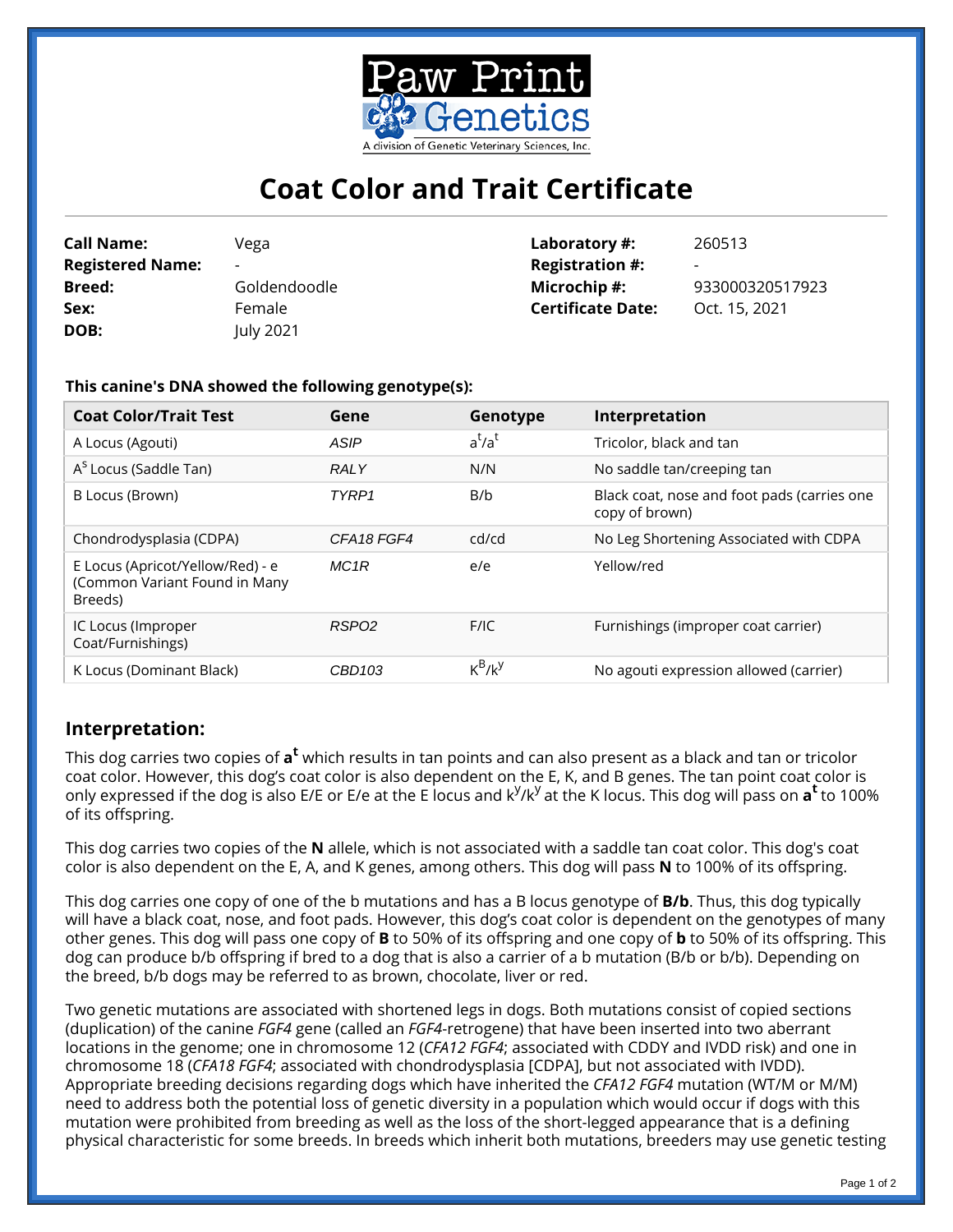Paw Print Genetics

A division of Genetic Veterinary Sciences, Inc.

# Coat Color and Trait Certificate

| | | | |
|---|---|---|---|
| **Call Name:** | Vega | **Laboratory #:** | 260513 |
| **Registered Name:** | - | **Registration #:** | - |
| **Breed:** | Goldendoodle | **Microchip #:** | 933000320517923 |
| **Sex:** | Female | **Certificate Date:** | Oct. 15, 2021 |
| **DOB:** | July 2021 | | |

**This canine's DNA showed the following genotype(s):**

| Coat Color/Trait Test | Gene | Genotype | Interpretation |
|---|---|---|---|
| A Locus (Agouti) | *ASIP* | $a^t/a^t$ | Tricolor, black and tan |
| $A^s$ Locus (Saddle Tan) | *RALY* | N/N | No saddle tan/creeping tan |
| B Locus (Brown) | *TYRP1* | B/b | Black coat, nose and foot pads (carries one copy of brown) |
| Chondrodysplasia (CDPA) | *CFA18 FGF4* | cd/cd | No Leg Shortening Associated with CDPA |
| E Locus (Apricot/Yellow/Red) - e (Common Variant Found in Many Breeds) | *MC1R* | e/e | Yellow/red |
| IC Locus (Improper Coat/Furnishings) | *RSPO2* | F/IC | Furnishings (improper coat carrier) |
| K Locus (Dominant Black) | *CBD103* | $K^B/k^y$ | No agouti expression allowed (carrier) |

## Interpretation:

This dog carries two copies of $\mathbf{a^t}$ which results in tan points and can also present as a black and tan or tricolor coat color. However, this dog's coat color is also dependent on the E, K, and B genes. The tan point coat color is only expressed if the dog is also E/E or E/e at the E locus and $k^y/k^y$ at the K locus. This dog will pass on $\mathbf{a^t}$ to 100% of its offspring.

This dog carries two copies of the **N** allele, which is not associated with a saddle tan coat color. This dog's coat color is also dependent on the E, A, and K genes, among others. This dog will pass **N** to 100% of its offspring.

This dog carries one copy of one of the b mutations and has a B locus genotype of **B/b**. Thus, this dog typically will have a black coat, nose, and foot pads. However, this dog's coat color is dependent on the genotypes of many other genes. This dog will pass one copy of **B** to 50% of its offspring and one copy of **b** to 50% of its offspring. This dog can produce b/b offspring if bred to a dog that is also a carrier of a b mutation (B/b or b/b). Depending on the breed, b/b dogs may be referred to as brown, chocolate, liver or red.

Two genetic mutations are associated with shortened legs in dogs. Both mutations consist of copied sections (duplication) of the canine *FGF4* gene (called an *FGF4*-retrogene) that have been inserted into two aberrant locations in the genome; one in chromosome 12 (*CFA12 FGF4*; associated with CDDY and IVDD risk) and one in chromosome 18 (*CFA18 FGF4*; associated with chondrodysplasia [CDPA], but not associated with IVDD). Appropriate breeding decisions regarding dogs which have inherited the *CFA12 FGF4* mutation (WT/M or M/M) need to address both the potential loss of genetic diversity in a population which would occur if dogs with this mutation were prohibited from breeding as well as the loss of the short-legged appearance that is a defining physical characteristic for some breeds. In breeds which inherit both mutations, breeders may use genetic testing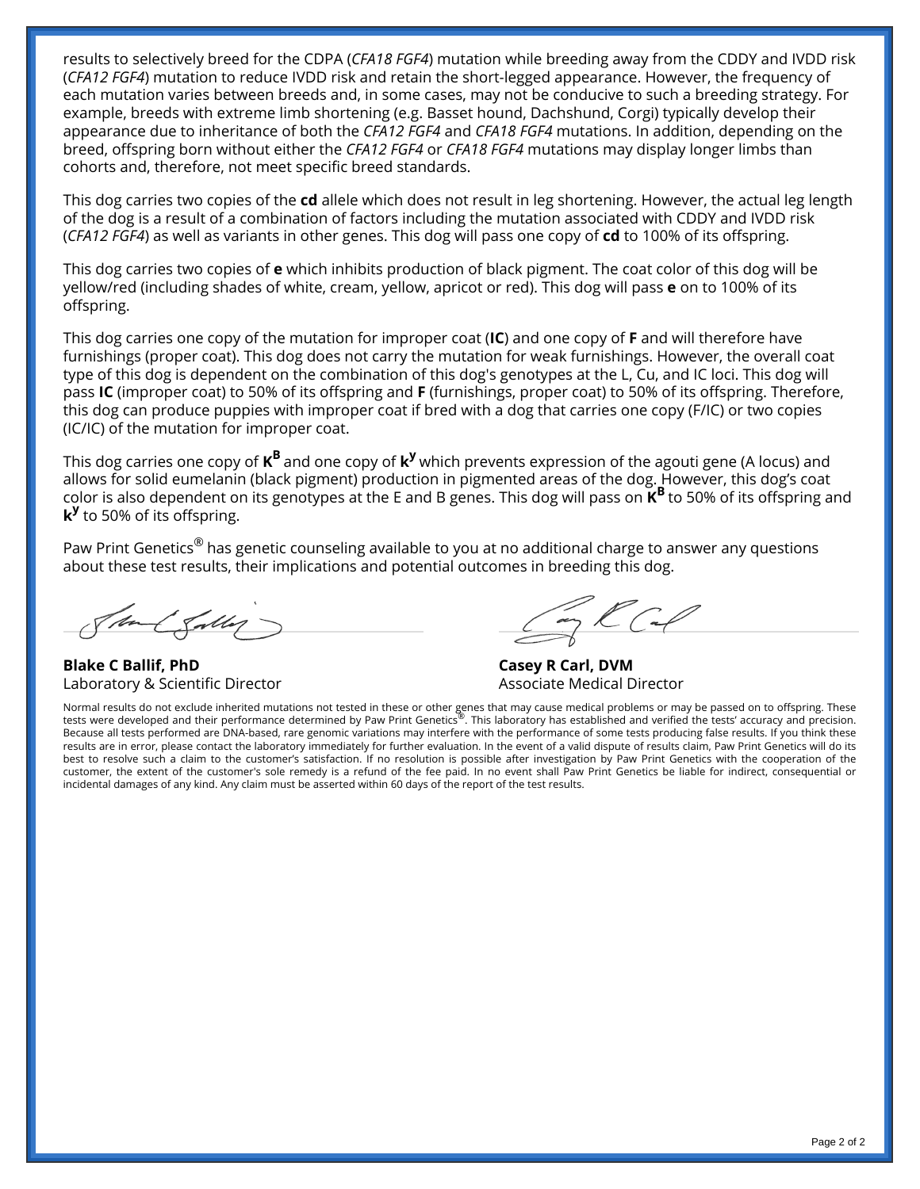results to selectively breed for the CDPA (*CFA18 FGF4*) mutation while breeding away from the CDDY and IVDD risk (*CFA12 FGF4*) mutation to reduce IVDD risk and retain the short-legged appearance. However, the frequency of each mutation varies between breeds and, in some cases, may not be conducive to such a breeding strategy. For example, breeds with extreme limb shortening (e.g. Basset hound, Dachshund, Corgi) typically develop their appearance due to inheritance of both the *CFA12 FGF4* and *CFA18 FGF4* mutations. In addition, depending on the breed, offspring born without either the *CFA12 FGF4* or *CFA18 FGF4* mutations may display longer limbs than cohorts and, therefore, not meet specific breed standards.

This dog carries two copies of the **cd** allele which does not result in leg shortening. However, the actual leg length of the dog is a result of a combination of factors including the mutation associated with CDDY and IVDD risk (*CFA12 FGF4*) as well as variants in other genes. This dog will pass one copy of **cd** to 100% of its offspring.

This dog carries two copies of **e** which inhibits production of black pigment. The coat color of this dog will be yellow/red (including shades of white, cream, yellow, apricot or red). This dog will pass **e** on to 100% of its offspring.

This dog carries one copy of the mutation for improper coat (**IC**) and one copy of **F** and will therefore have furnishings (proper coat). This dog does not carry the mutation for weak furnishings. However, the overall coat type of this dog is dependent on the combination of this dog's genotypes at the L, Cu, and IC loci. This dog will pass **IC** (improper coat) to 50% of its offspring and **F** (furnishings, proper coat) to 50% of its offspring. Therefore, this dog can produce puppies with improper coat if bred with a dog that carries one copy (F/IC) or two copies (IC/IC) of the mutation for improper coat.

This dog carries one copy of $\mathbf{K^B}$ and one copy of $\mathbf{k^y}$ which prevents expression of the agouti gene (A locus) and allows for solid eumelanin (black pigment) production in pigmented areas of the dog. However, this dog's coat color is also dependent on its genotypes at the E and B genes. This dog will pass on $\mathbf{K^B}$ to 50% of its offspring and $\mathbf{k^y}$ to 50% of its offspring.

Paw Print Genetics® has genetic counseling available to you at no additional charge to answer any questions about these test results, their implications and potential outcomes in breeding this dog.

**Blake C Ballif, PhD**
Laboratory & Scientific Director

**Casey R Carl, DVM**
Associate Medical Director

Normal results do not exclude inherited mutations not tested in these or other genes that may cause medical problems or may be passed on to offspring. These tests were developed and their performance determined by Paw Print Genetics®. This laboratory has established and verified the tests' accuracy and precision. Because all tests performed are DNA-based, rare genomic variations may interfere with the performance of some tests producing false results. If you think these results are in error, please contact the laboratory immediately for further evaluation. In the event of a valid dispute of results claim, Paw Print Genetics will do its best to resolve such a claim to the customer's satisfaction. If no resolution is possible after investigation by Paw Print Genetics with the cooperation of the customer, the extent of the customer's sole remedy is a refund of the fee paid. In no event shall Paw Print Genetics be liable for indirect, consequential or incidental damages of any kind. Any claim must be asserted within 60 days of the report of the test results.